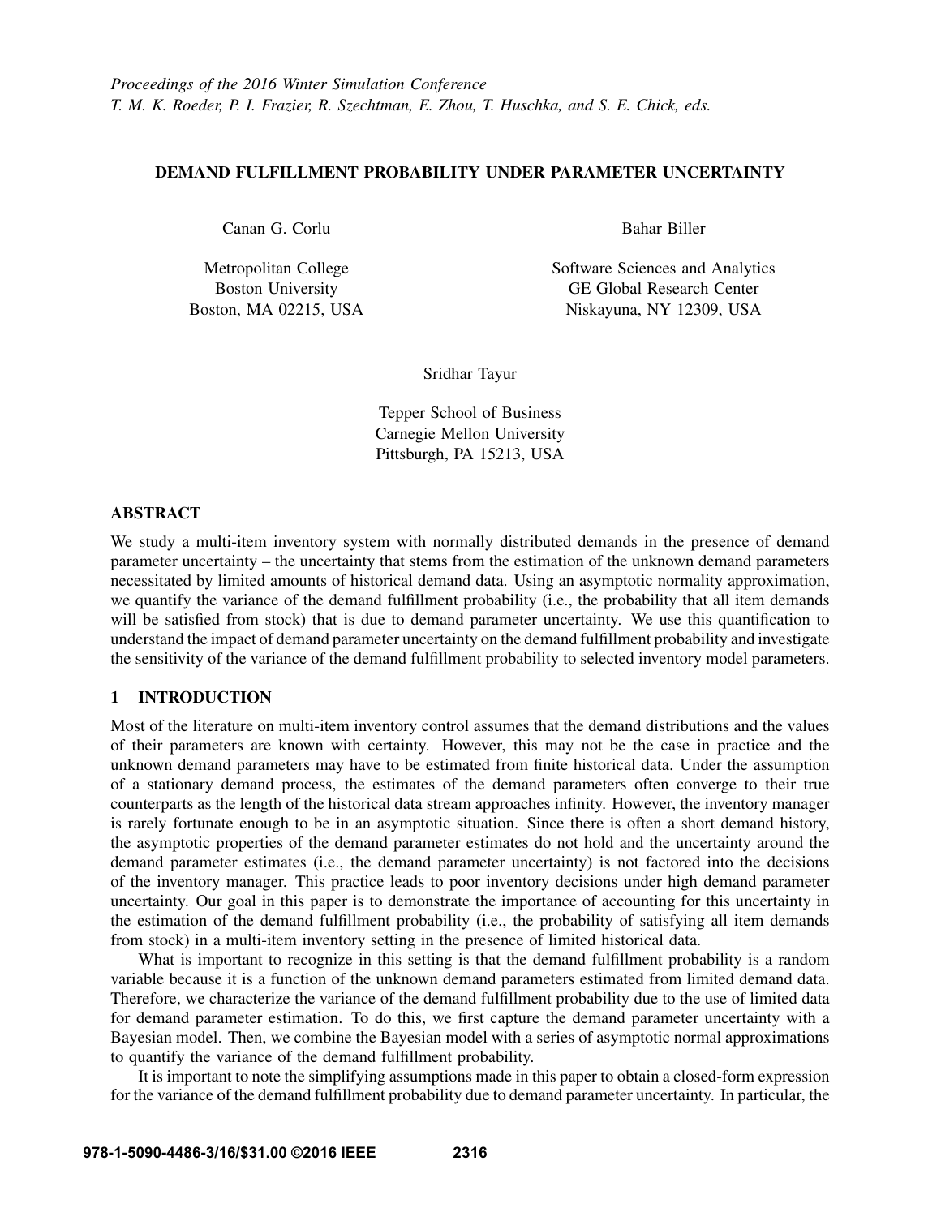*Proceedings of the 2016 Winter Simulation Conference*
*T. M. K. Roeder, P. I. Frazier, R. Szechtman, E. Zhou, T. Huschka, and S. E. Chick, eds.*

# DEMAND FULFILLMENT PROBABILITY UNDER PARAMETER UNCERTAINTY

Canan G. Corlu

Metropolitan College
Boston University
Boston, MA 02215, USA

Bahar Biller

Software Sciences and Analytics
GE Global Research Center
Niskayuna, NY 12309, USA

Sridhar Tayur

Tepper School of Business
Carnegie Mellon University
Pittsburgh, PA 15213, USA

## ABSTRACT

We study a multi-item inventory system with normally distributed demands in the presence of demand parameter uncertainty – the uncertainty that stems from the estimation of the unknown demand parameters necessitated by limited amounts of historical demand data. Using an asymptotic normality approximation, we quantify the variance of the demand fulfillment probability (i.e., the probability that all item demands will be satisfied from stock) that is due to demand parameter uncertainty. We use this quantification to understand the impact of demand parameter uncertainty on the demand fulfillment probability and investigate the sensitivity of the variance of the demand fulfillment probability to selected inventory model parameters.

## 1 INTRODUCTION

Most of the literature on multi-item inventory control assumes that the demand distributions and the values of their parameters are known with certainty. However, this may not be the case in practice and the unknown demand parameters may have to be estimated from finite historical data. Under the assumption of a stationary demand process, the estimates of the demand parameters often converge to their true counterparts as the length of the historical data stream approaches infinity. However, the inventory manager is rarely fortunate enough to be in an asymptotic situation. Since there is often a short demand history, the asymptotic properties of the demand parameter estimates do not hold and the uncertainty around the demand parameter estimates (i.e., the demand parameter uncertainty) is not factored into the decisions of the inventory manager. This practice leads to poor inventory decisions under high demand parameter uncertainty. Our goal in this paper is to demonstrate the importance of accounting for this uncertainty in the estimation of the demand fulfillment probability (i.e., the probability of satisfying all item demands from stock) in a multi-item inventory setting in the presence of limited historical data.

What is important to recognize in this setting is that the demand fulfillment probability is a random variable because it is a function of the unknown demand parameters estimated from limited demand data. Therefore, we characterize the variance of the demand fulfillment probability due to the use of limited data for demand parameter estimation. To do this, we first capture the demand parameter uncertainty with a Bayesian model. Then, we combine the Bayesian model with a series of asymptotic normal approximations to quantify the variance of the demand fulfillment probability.

It is important to note the simplifying assumptions made in this paper to obtain a closed-form expression for the variance of the demand fulfillment probability due to demand parameter uncertainty. In particular, the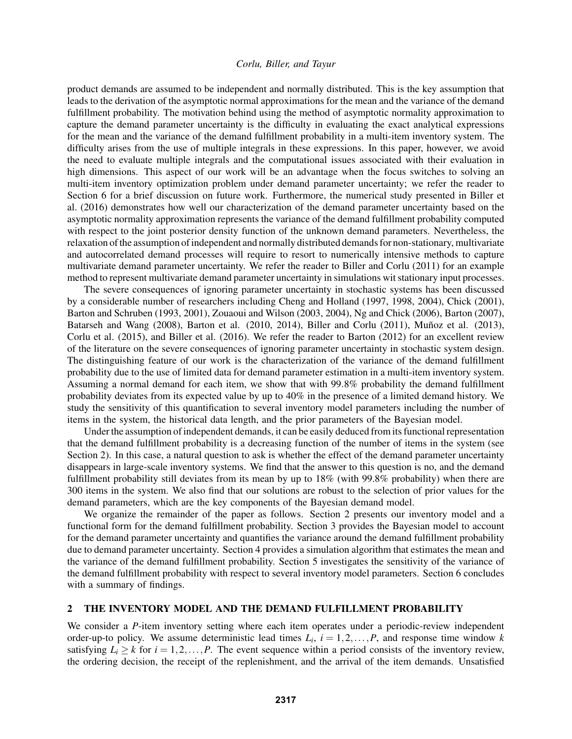product demands are assumed to be independent and normally distributed. This is the key assumption that leads to the derivation of the asymptotic normal approximations for the mean and the variance of the demand fulfillment probability. The motivation behind using the method of asymptotic normality approximation to capture the demand parameter uncertainty is the difficulty in evaluating the exact analytical expressions for the mean and the variance of the demand fulfillment probability in a multi-item inventory system. The difficulty arises from the use of multiple integrals in these expressions. In this paper, however, we avoid the need to evaluate multiple integrals and the computational issues associated with their evaluation in high dimensions. This aspect of our work will be an advantage when the focus switches to solving an multi-item inventory optimization problem under demand parameter uncertainty; we refer the reader to Section 6 for a brief discussion on future work. Furthermore, the numerical study presented in Biller et al. (2016) demonstrates how well our characterization of the demand parameter uncertainty based on the asymptotic normality approximation represents the variance of the demand fulfillment probability computed with respect to the joint posterior density function of the unknown demand parameters. Nevertheless, the relaxation of the assumption of independent and normally distributed demands for non-stationary, multivariate and autocorrelated demand processes will require to resort to numerically intensive methods to capture multivariate demand parameter uncertainty. We refer the reader to Biller and Corlu (2011) for an example method to represent multivariate demand parameter uncertainty in simulations wit stationary input processes.

The severe consequences of ignoring parameter uncertainty in stochastic systems has been discussed by a considerable number of researchers including Cheng and Holland (1997, 1998, 2004), Chick (2001), Barton and Schruben (1993, 2001), Zouaoui and Wilson (2003, 2004), Ng and Chick (2006), Barton (2007), Batarseh and Wang (2008), Barton et al. (2010, 2014), Biller and Corlu (2011), Muñoz et al. (2013), Corlu et al. (2015), and Biller et al. (2016). We refer the reader to Barton (2012) for an excellent review of the literature on the severe consequences of ignoring parameter uncertainty in stochastic system design. The distinguishing feature of our work is the characterization of the variance of the demand fulfillment probability due to the use of limited data for demand parameter estimation in a multi-item inventory system. Assuming a normal demand for each item, we show that with 99.8% probability the demand fulfillment probability deviates from its expected value by up to 40% in the presence of a limited demand history. We study the sensitivity of this quantification to several inventory model parameters including the number of items in the system, the historical data length, and the prior parameters of the Bayesian model.

Under the assumption of independent demands, it can be easily deduced from its functional representation that the demand fulfillment probability is a decreasing function of the number of items in the system (see Section 2). In this case, a natural question to ask is whether the effect of the demand parameter uncertainty disappears in large-scale inventory systems. We find that the answer to this question is no, and the demand fulfillment probability still deviates from its mean by up to 18% (with 99.8% probability) when there are 300 items in the system. We also find that our solutions are robust to the selection of prior values for the demand parameters, which are the key components of the Bayesian demand model.

We organize the remainder of the paper as follows. Section 2 presents our inventory model and a functional form for the demand fulfillment probability. Section 3 provides the Bayesian model to account for the demand parameter uncertainty and quantifies the variance around the demand fulfillment probability due to demand parameter uncertainty. Section 4 provides a simulation algorithm that estimates the mean and the variance of the demand fulfillment probability. Section 5 investigates the sensitivity of the variance of the demand fulfillment probability with respect to several inventory model parameters. Section 6 concludes with a summary of findings.

## 2 THE INVENTORY MODEL AND THE DEMAND FULFILLMENT PROBABILITY

We consider a $P$-item inventory setting where each item operates under a periodic-review independent order-up-to policy. We assume deterministic lead times $L_i$, $i = 1, 2, \ldots, P$, and response time window $k$ satisfying $L_i \geq k$ for $i = 1, 2, \ldots, P$. The event sequence within a period consists of the inventory review, the ordering decision, the receipt of the replenishment, and the arrival of the item demands. Unsatisfied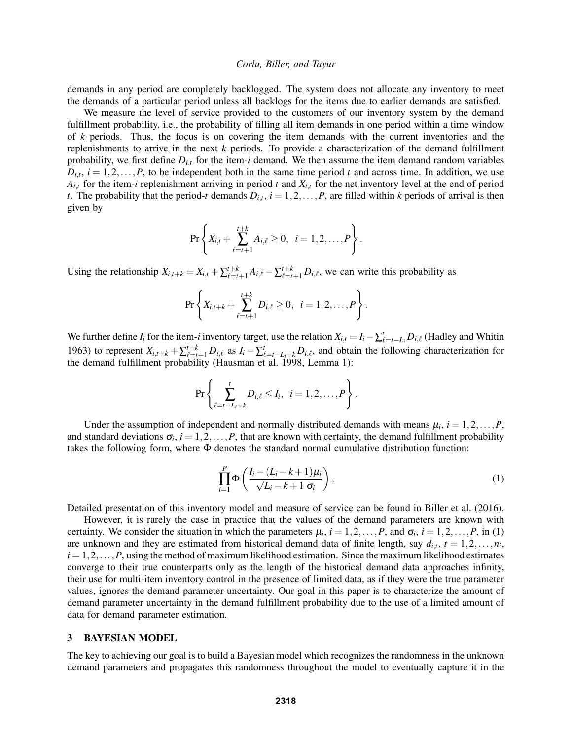demands in any period are completely backlogged. The system does not allocate any inventory to meet the demands of a particular period unless all backlogs for the items due to earlier demands are satisfied.

We measure the level of service provided to the customers of our inventory system by the demand fulfillment probability, i.e., the probability of filling all item demands in one period within a time window of $k$ periods. Thus, the focus is on covering the item demands with the current inventories and the replenishments to arrive in the next $k$ periods. To provide a characterization of the demand fulfillment probability, we first define $D_{i,t}$ for the item-$i$ demand. We then assume the item demand random variables $D_{i,t}$, $i = 1,2,\ldots,P$, to be independent both in the same time period $t$ and across time. In addition, we use $A_{i,t}$ for the item-$i$ replenishment arriving in period $t$ and $X_{i,t}$ for the net inventory level at the end of period $t$. The probability that the period-$t$ demands $D_{i,t}$, $i = 1,2,\ldots,P$, are filled within $k$ periods of arrival is then given by

$$\Pr\left\{ X_{i,t} + \sum_{\ell=t+1}^{t+k} A_{i,\ell} \geq 0, \;\; i = 1,2,\ldots,P \right\}.$$

Using the relationship $X_{i,t+k} = X_{i,t} + \sum_{\ell=t+1}^{t+k} A_{i,\ell} - \sum_{\ell=t+1}^{t+k} D_{i,\ell}$, we can write this probability as

$$\Pr\left\{ X_{i,t+k} + \sum_{\ell=t+1}^{t+k} D_{i,\ell} \geq 0, \;\; i = 1,2,\ldots,P \right\}.$$

We further define $I_i$ for the item-$i$ inventory target, use the relation $X_{i,t} = I_i - \sum_{\ell=t-L_i}^{t} D_{i,\ell}$ (Hadley and Whitin 1963) to represent $X_{i,t+k} + \sum_{\ell=t+1}^{t+k} D_{i,\ell}$ as $I_i - \sum_{\ell=t-L_i+k}^{t} D_{i,\ell}$, and obtain the following characterization for the demand fulfillment probability (Hausman et al. 1998, Lemma 1):

$$\Pr\left\{ \sum_{\ell=t-L_i+k}^{t} D_{i,\ell} \leq I_i, \;\; i = 1,2,\ldots,P \right\}.$$

Under the assumption of independent and normally distributed demands with means $\mu_i$, $i = 1,2,\ldots,P$, and standard deviations $\sigma_i$, $i = 1,2,\ldots,P$, that are known with certainty, the demand fulfillment probability takes the following form, where $\Phi$ denotes the standard normal cumulative distribution function:

$$\prod_{i=1}^{P} \Phi\left( \frac{I_i - (L_i - k + 1)\mu_i}{\sqrt{L_i - k + 1}\;\sigma_i} \right), \tag{1}$$

Detailed presentation of this inventory model and measure of service can be found in Biller et al. (2016).

However, it is rarely the case in practice that the values of the demand parameters are known with certainty. We consider the situation in which the parameters $\mu_i$, $i = 1,2,\ldots,P$, and $\sigma_i$, $i = 1,2,\ldots,P$, in (1) are unknown and they are estimated from historical demand data of finite length, say $d_{i,t}$, $t = 1,2,\ldots,n_i$, $i = 1,2,\ldots,P$, using the method of maximum likelihood estimation. Since the maximum likelihood estimates converge to their true counterparts only as the length of the historical demand data approaches infinity, their use for multi-item inventory control in the presence of limited data, as if they were the true parameter values, ignores the demand parameter uncertainty. Our goal in this paper is to characterize the amount of demand parameter uncertainty in the demand fulfillment probability due to the use of a limited amount of data for demand parameter estimation.

## 3 BAYESIAN MODEL

The key to achieving our goal is to build a Bayesian model which recognizes the randomness in the unknown demand parameters and propagates this randomness throughout the model to eventually capture it in the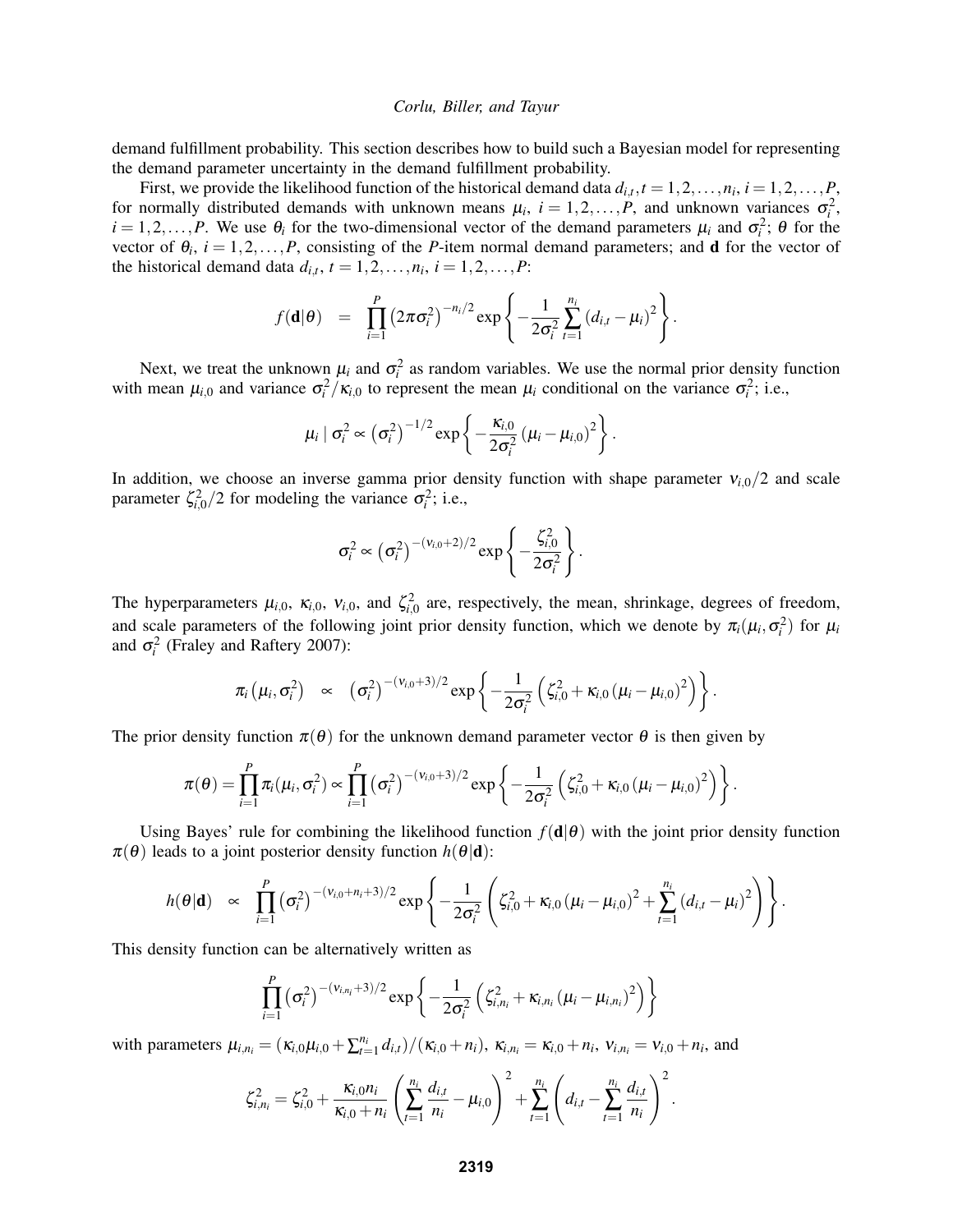demand fulfillment probability. This section describes how to build such a Bayesian model for representing the demand parameter uncertainty in the demand fulfillment probability.

First, we provide the likelihood function of the historical demand data $d_{i,t}, t = 1,2,\ldots,n_i$, $i = 1,2,\ldots,P$, for normally distributed demands with unknown means $\mu_i$, $i = 1,2,\ldots,P$, and unknown variances $\sigma_i^2$, $i = 1,2,\ldots,P$. We use $\theta_i$ for the two-dimensional vector of the demand parameters $\mu_i$ and $\sigma_i^2$; $\theta$ for the vector of $\theta_i$, $i = 1,2,\ldots,P$, consisting of the $P$-item normal demand parameters; and $\mathbf{d}$ for the vector of the historical demand data $d_{i,t}$, $t = 1,2,\ldots,n_i$, $i = 1,2,\ldots,P$:

$$f(\mathbf{d}|\theta) = \prod_{i=1}^{P} \left(2\pi\sigma_i^2\right)^{-n_i/2} \exp\left\{-\frac{1}{2\sigma_i^2}\sum_{t=1}^{n_i}\left(d_{i,t}-\mu_i\right)^2\right\}.$$

Next, we treat the unknown $\mu_i$ and $\sigma_i^2$ as random variables. We use the normal prior density function with mean $\mu_{i,0}$ and variance $\sigma_i^2/\kappa_{i,0}$ to represent the mean $\mu_i$ conditional on the variance $\sigma_i^2$; i.e.,

$$\mu_i \mid \sigma_i^2 \propto \left(\sigma_i^2\right)^{-1/2} \exp\left\{-\frac{\kappa_{i,0}}{2\sigma_i^2}\left(\mu_i-\mu_{i,0}\right)^2\right\}.$$

In addition, we choose an inverse gamma prior density function with shape parameter $\nu_{i,0}/2$ and scale parameter $\zeta_{i,0}^2/2$ for modeling the variance $\sigma_i^2$; i.e.,

$$\sigma_i^2 \propto \left(\sigma_i^2\right)^{-(\nu_{i,0}+2)/2} \exp\left\{-\frac{\zeta_{i,0}^2}{2\sigma_i^2}\right\}.$$

The hyperparameters $\mu_{i,0}$, $\kappa_{i,0}$, $\nu_{i,0}$, and $\zeta_{i,0}^2$ are, respectively, the mean, shrinkage, degrees of freedom, and scale parameters of the following joint prior density function, which we denote by $\pi_i(\mu_i, \sigma_i^2)$ for $\mu_i$ and $\sigma_i^2$ (Fraley and Raftery 2007):

$$\pi_i\left(\mu_i,\sigma_i^2\right) \propto \left(\sigma_i^2\right)^{-(\nu_{i,0}+3)/2} \exp\left\{-\frac{1}{2\sigma_i^2}\left(\zeta_{i,0}^2+\kappa_{i,0}\left(\mu_i-\mu_{i,0}\right)^2\right)\right\}.$$

The prior density function $\pi(\theta)$ for the unknown demand parameter vector $\theta$ is then given by

$$\pi(\theta) = \prod_{i=1}^{P}\pi_i(\mu_i,\sigma_i^2) \propto \prod_{i=1}^{P}\left(\sigma_i^2\right)^{-(\nu_{i,0}+3)/2} \exp\left\{-\frac{1}{2\sigma_i^2}\left(\zeta_{i,0}^2+\kappa_{i,0}\left(\mu_i-\mu_{i,0}\right)^2\right)\right\}.$$

Using Bayes' rule for combining the likelihood function $f(\mathbf{d}|\theta)$ with the joint prior density function $\pi(\theta)$ leads to a joint posterior density function $h(\theta|\mathbf{d})$:

$$h(\theta|\mathbf{d}) \propto \prod_{i=1}^{P}\left(\sigma_i^2\right)^{-(\nu_{i,0}+n_i+3)/2} \exp\left\{-\frac{1}{2\sigma_i^2}\left(\zeta_{i,0}^2+\kappa_{i,0}\left(\mu_i-\mu_{i,0}\right)^2+\sum_{t=1}^{n_i}\left(d_{i,t}-\mu_i\right)^2\right)\right\}.$$

This density function can be alternatively written as

$$\prod_{i=1}^{P}\left(\sigma_i^2\right)^{-(\nu_{i,n_i}+3)/2} \exp\left\{-\frac{1}{2\sigma_i^2}\left(\zeta_{i,n_i}^2+\kappa_{i,n_i}\left(\mu_i-\mu_{i,n_i}\right)^2\right)\right\}$$

with parameters $\mu_{i,n_i} = (\kappa_{i,0}\mu_{i,0} + \sum_{t=1}^{n_i} d_{i,t})/(\kappa_{i,0}+n_i)$, $\kappa_{i,n_i} = \kappa_{i,0}+n_i$, $\nu_{i,n_i} = \nu_{i,0}+n_i$, and

$$\zeta_{i,n_i}^2 = \zeta_{i,0}^2 + \frac{\kappa_{i,0}n_i}{\kappa_{i,0}+n_i}\left(\sum_{t=1}^{n_i}\frac{d_{i,t}}{n_i}-\mu_{i,0}\right)^2 + \sum_{t=1}^{n_i}\left(d_{i,t}-\sum_{t=1}^{n_i}\frac{d_{i,t}}{n_i}\right)^2.$$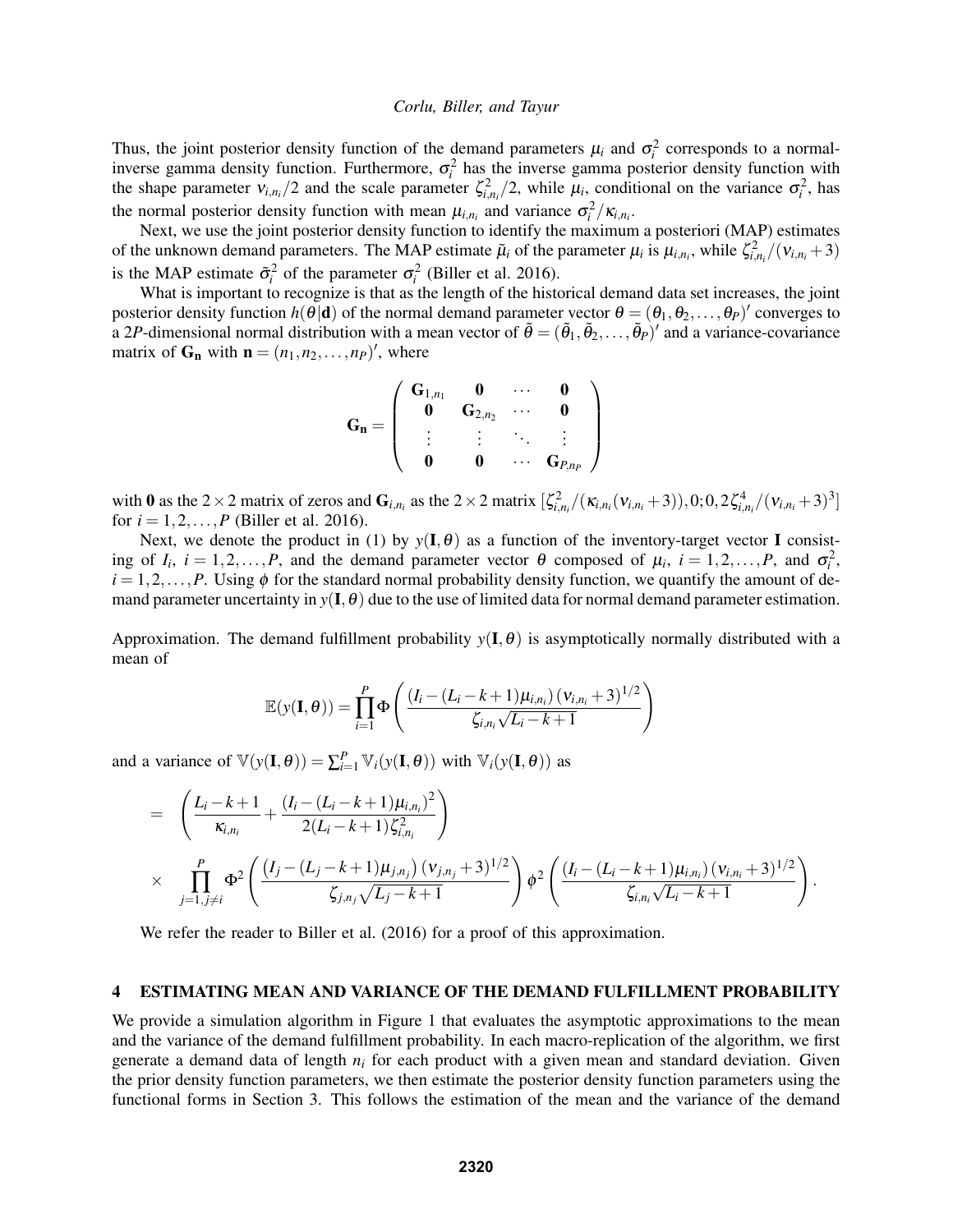Thus, the joint posterior density function of the demand parameters $\mu_i$ and $\sigma_i^2$ corresponds to a normal-inverse gamma density function. Furthermore, $\sigma_i^2$ has the inverse gamma posterior density function with the shape parameter $\nu_{i,n_i}/2$ and the scale parameter $\zeta_{i,n_i}^2/2$, while $\mu_i$, conditional on the variance $\sigma_i^2$, has the normal posterior density function with mean $\mu_{i,n_i}$ and variance $\sigma_i^2/\kappa_{i,n_i}$.

Next, we use the joint posterior density function to identify the maximum a posteriori (MAP) estimates of the unknown demand parameters. The MAP estimate $\tilde{\mu}_i$ of the parameter $\mu_i$ is $\mu_{i,n_i}$, while $\zeta_{i,n_i}^2/(\nu_{i,n_i}+3)$ is the MAP estimate $\tilde{\sigma}_i^2$ of the parameter $\sigma_i^2$ (Biller et al. 2016).

What is important to recognize is that as the length of the historical demand data set increases, the joint posterior density function $h(\theta|\mathbf{d})$ of the normal demand parameter vector $\theta = (\theta_1, \theta_2, \ldots, \theta_P)'$ converges to a $2P$-dimensional normal distribution with a mean vector of $\tilde{\theta} = (\tilde{\theta}_1, \tilde{\theta}_2, \ldots, \tilde{\theta}_P)'$ and a variance-covariance matrix of $\mathbf{G_n}$ with $\mathbf{n} = (n_1, n_2, \ldots, n_P)'$, where

$$
\mathbf{G_n} = \begin{pmatrix} \mathbf{G}_{1,n_1} & \mathbf{0} & \cdots & \mathbf{0} \\ \mathbf{0} & \mathbf{G}_{2,n_2} & \cdots & \mathbf{0} \\ \vdots & \vdots & \ddots & \vdots \\ \mathbf{0} & \mathbf{0} & \cdots & \mathbf{G}_{P,n_P} \end{pmatrix}
$$

with $\mathbf{0}$ as the $2\times 2$ matrix of zeros and $\mathbf{G}_{i,n_i}$ as the $2\times 2$ matrix $[\zeta_{i,n_i}^2/(\kappa_{i,n_i}(\nu_{i,n_i}+3)), 0; 0, 2\zeta_{i,n_i}^4/(\nu_{i,n_i}+3)^3]$ for $i = 1, 2, \ldots, P$ (Biller et al. 2016).

Next, we denote the product in (1) by $y(\mathbf{I}, \theta)$ as a function of the inventory-target vector $\mathbf{I}$ consisting of $I_i$, $i = 1, 2, \ldots, P$, and the demand parameter vector $\theta$ composed of $\mu_i$, $i = 1, 2, \ldots, P$, and $\sigma_i^2$, $i = 1, 2, \ldots, P$. Using $\phi$ for the standard normal probability density function, we quantify the amount of demand parameter uncertainty in $y(\mathbf{I}, \theta)$ due to the use of limited data for normal demand parameter estimation.

Approximation. The demand fulfillment probability $y(\mathbf{I}, \theta)$ is asymptotically normally distributed with a mean of

$$
\mathbb{E}(y(\mathbf{I}, \theta)) = \prod_{i=1}^{P} \Phi\left( \frac{(I_i - (L_i - k + 1)\mu_{i,n_i})(\nu_{i,n_i}+3)^{1/2}}{\zeta_{i,n_i}\sqrt{L_i - k + 1}} \right)
$$

and a variance of $\mathbb{V}(y(\mathbf{I}, \theta)) = \sum_{i=1}^{P} \mathbb{V}_i(y(\mathbf{I}, \theta))$ with $\mathbb{V}_i(y(\mathbf{I}, \theta))$ as

$$
\begin{aligned}
= \quad & \left( \frac{L_i - k + 1}{\kappa_{i,n_i}} + \frac{(I_i - (L_i - k + 1)\mu_{i,n_i})^2}{2(L_i - k + 1)\zeta_{i,n_i}^2} \right) \\
\times \quad & \prod_{j=1, j\neq i}^{P} \Phi^2\left( \frac{\left(I_j - (L_j - k + 1)\mu_{j,n_j}\right)(\nu_{j,n_j}+3)^{1/2}}{\zeta_{j,n_j}\sqrt{L_j - k + 1}} \right) \phi^2\left( \frac{(I_i - (L_i - k + 1)\mu_{i,n_i})(\nu_{i,n_i}+3)^{1/2}}{\zeta_{i,n_i}\sqrt{L_i - k + 1}} \right).
\end{aligned}
$$

We refer the reader to Biller et al. (2016) for a proof of this approximation.

## 4 ESTIMATING MEAN AND VARIANCE OF THE DEMAND FULFILLMENT PROBABILITY

We provide a simulation algorithm in Figure 1 that evaluates the asymptotic approximations to the mean and the variance of the demand fulfillment probability. In each macro-replication of the algorithm, we first generate a demand data of length $n_i$ for each product with a given mean and standard deviation. Given the prior density function parameters, we then estimate the posterior density function parameters using the functional forms in Section 3. This follows the estimation of the mean and the variance of the demand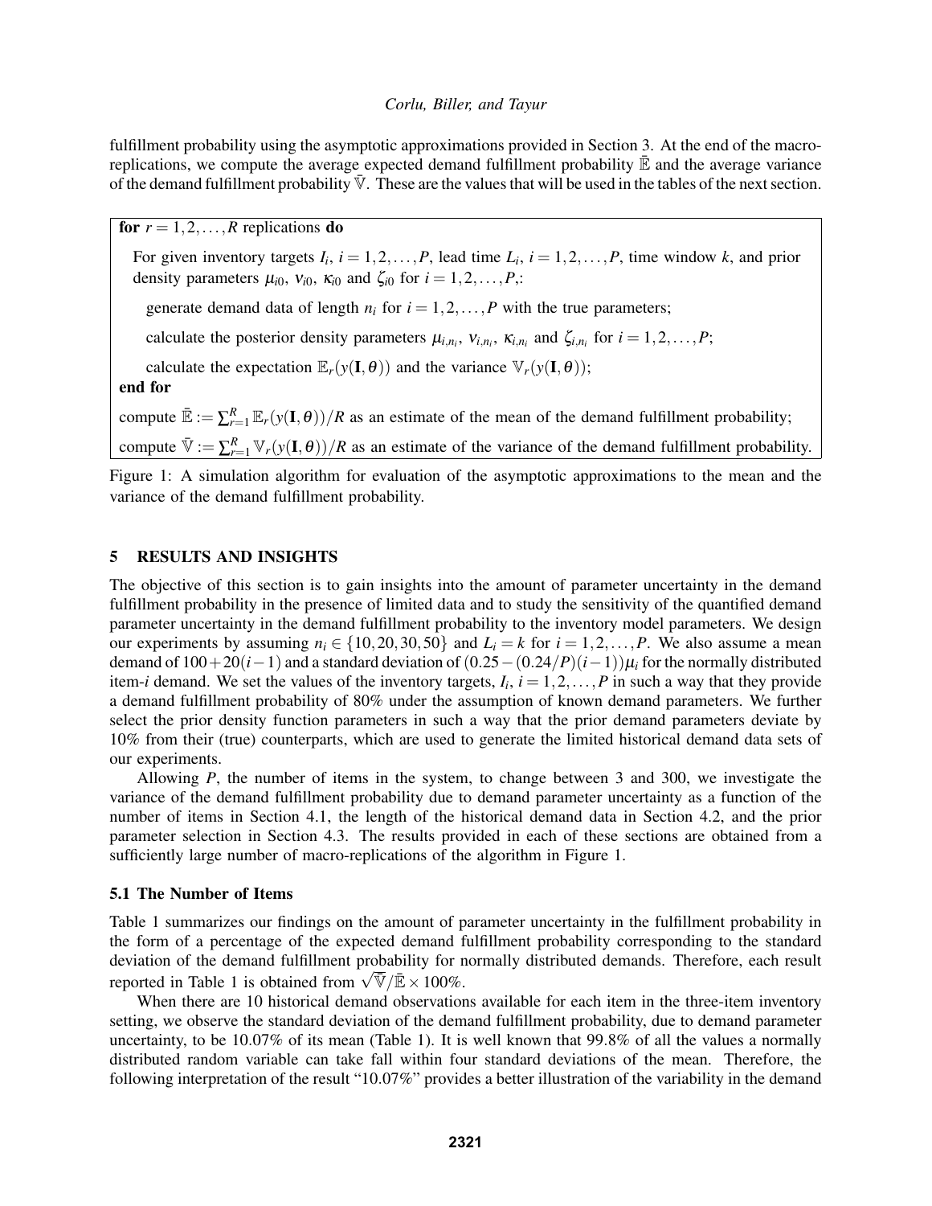fulfillment probability using the asymptotic approximations provided in Section 3. At the end of the macro-replications, we compute the average expected demand fulfillment probability $\bar{\mathbb{E}}$ and the average variance of the demand fulfillment probability $\bar{\mathbb{V}}$. These are the values that will be used in the tables of the next section.

```
for r = 1,2,...,R replications do
    For given inventory targets I_i, i = 1,2,...,P, lead time L_i, i = 1,2,...,P, time window k, and prior
    density parameters μ_i0, ν_i0, κ_i0 and ζ_i0 for i = 1,2,...,P,:
        generate demand data of length n_i for i = 1,2,...,P with the true parameters;
        calculate the posterior density parameters μ_{i,n_i}, ν_{i,n_i}, κ_{i,n_i} and ζ_{i,n_i} for i = 1,2,...,P;
        calculate the expectation E_r(y(I,θ)) and the variance V_r(y(I,θ));
end for
compute Ē := Σ_{r=1}^R E_r(y(I,θ))/R as an estimate of the mean of the demand fulfillment probability;
compute V̄ := Σ_{r=1}^R V_r(y(I,θ))/R as an estimate of the variance of the demand fulfillment probability.
```

Figure 1: A simulation algorithm for evaluation of the asymptotic approximations to the mean and the variance of the demand fulfillment probability.

## 5 RESULTS AND INSIGHTS

The objective of this section is to gain insights into the amount of parameter uncertainty in the demand fulfillment probability in the presence of limited data and to study the sensitivity of the quantified demand parameter uncertainty in the demand fulfillment probability to the inventory model parameters. We design our experiments by assuming $n_i \in \{10, 20, 30, 50\}$ and $L_i = k$ for $i = 1, 2, \ldots, P$. We also assume a mean demand of $100 + 20(i-1)$ and a standard deviation of $(0.25 - (0.24/P)(i-1))\mu_i$ for the normally distributed item-$i$ demand. We set the values of the inventory targets, $I_i$, $i = 1, 2, \ldots, P$ in such a way that they provide a demand fulfillment probability of 80% under the assumption of known demand parameters. We further select the prior density function parameters in such a way that the prior demand parameters deviate by 10% from their (true) counterparts, which are used to generate the limited historical demand data sets of our experiments.

Allowing $P$, the number of items in the system, to change between 3 and 300, we investigate the variance of the demand fulfillment probability due to demand parameter uncertainty as a function of the number of items in Section 4.1, the length of the historical demand data in Section 4.2, and the prior parameter selection in Section 4.3. The results provided in each of these sections are obtained from a sufficiently large number of macro-replications of the algorithm in Figure 1.

### 5.1 The Number of Items

Table 1 summarizes our findings on the amount of parameter uncertainty in the fulfillment probability in the form of a percentage of the expected demand fulfillment probability corresponding to the standard deviation of the demand fulfillment probability for normally distributed demands. Therefore, each result reported in Table 1 is obtained from $\sqrt{\bar{\mathbb{V}}}/\bar{\mathbb{E}} \times 100\%$.

When there are 10 historical demand observations available for each item in the three-item inventory setting, we observe the standard deviation of the demand fulfillment probability, due to demand parameter uncertainty, to be 10.07% of its mean (Table 1). It is well known that 99.8% of all the values a normally distributed random variable can take fall within four standard deviations of the mean. Therefore, the following interpretation of the result "10.07%" provides a better illustration of the variability in the demand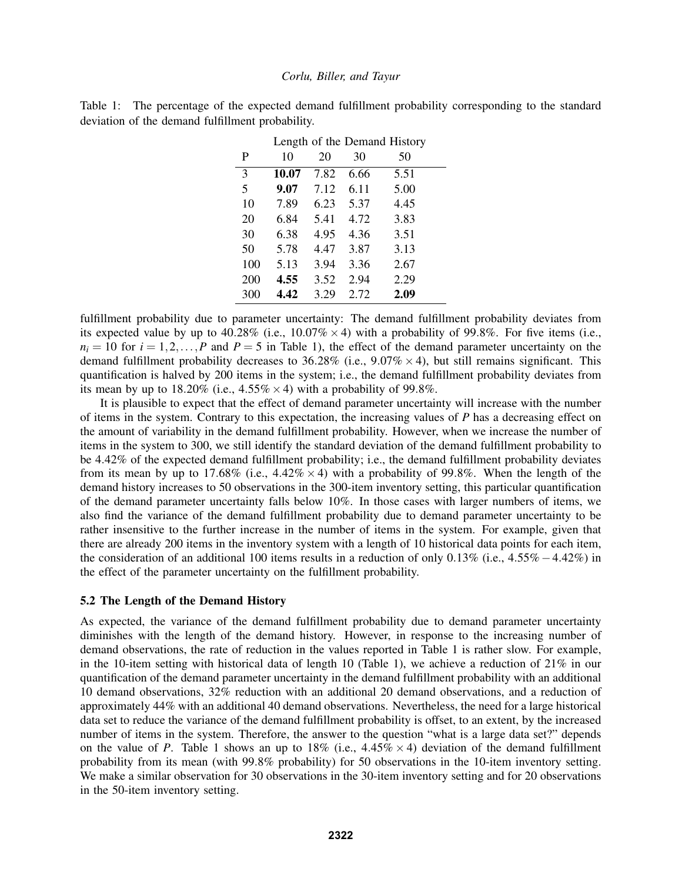Table 1: The percentage of the expected demand fulfillment probability corresponding to the standard deviation of the demand fulfillment probability.

| | Length of the Demand History | | | |
|---|---|---|---|---|
| P | 10 | 20 | 30 | 50 |
| 3 | **10.07** | 7.82 | 6.66 | 5.51 |
| 5 | **9.07** | 7.12 | 6.11 | 5.00 |
| 10 | 7.89 | 6.23 | 5.37 | 4.45 |
| 20 | 6.84 | 5.41 | 4.72 | 3.83 |
| 30 | 6.38 | 4.95 | 4.36 | 3.51 |
| 50 | 5.78 | 4.47 | 3.87 | 3.13 |
| 100 | 5.13 | 3.94 | 3.36 | 2.67 |
| 200 | **4.55** | 3.52 | 2.94 | 2.29 |
| 300 | **4.42** | 3.29 | 2.72 | **2.09** |

fulfillment probability due to parameter uncertainty: The demand fulfillment probability deviates from its expected value by up to 40.28% (i.e., $10.07\% \times 4$) with a probability of 99.8%. For five items (i.e., $n_i = 10$ for $i = 1, 2, \ldots, P$ and $P = 5$ in Table 1), the effect of the demand parameter uncertainty on the demand fulfillment probability decreases to 36.28% (i.e., $9.07\% \times 4$), but still remains significant. This quantification is halved by 200 items in the system; i.e., the demand fulfillment probability deviates from its mean by up to 18.20% (i.e., $4.55\% \times 4$) with a probability of 99.8%.

It is plausible to expect that the effect of demand parameter uncertainty will increase with the number of items in the system. Contrary to this expectation, the increasing values of $P$ has a decreasing effect on the amount of variability in the demand fulfillment probability. However, when we increase the number of items in the system to 300, we still identify the standard deviation of the demand fulfillment probability to be 4.42% of the expected demand fulfillment probability; i.e., the demand fulfillment probability deviates from its mean by up to 17.68% (i.e., $4.42\% \times 4$) with a probability of 99.8%. When the length of the demand history increases to 50 observations in the 300-item inventory setting, this particular quantification of the demand parameter uncertainty falls below 10%. In those cases with larger numbers of items, we also find the variance of the demand fulfillment probability due to demand parameter uncertainty to be rather insensitive to the further increase in the number of items in the system. For example, given that there are already 200 items in the inventory system with a length of 10 historical data points for each item, the consideration of an additional 100 items results in a reduction of only 0.13% (i.e., $4.55\% - 4.42\%$) in the effect of the parameter uncertainty on the fulfillment probability.

### 5.2 The Length of the Demand History

As expected, the variance of the demand fulfillment probability due to demand parameter uncertainty diminishes with the length of the demand history. However, in response to the increasing number of demand observations, the rate of reduction in the values reported in Table 1 is rather slow. For example, in the 10-item setting with historical data of length 10 (Table 1), we achieve a reduction of 21% in our quantification of the demand parameter uncertainty in the demand fulfillment probability with an additional 10 demand observations, 32% reduction with an additional 20 demand observations, and a reduction of approximately 44% with an additional 40 demand observations. Nevertheless, the need for a large historical data set to reduce the variance of the demand fulfillment probability is offset, to an extent, by the increased number of items in the system. Therefore, the answer to the question "what is a large data set?" depends on the value of $P$. Table 1 shows an up to 18% (i.e., $4.45\% \times 4$) deviation of the demand fulfillment probability from its mean (with 99.8% probability) for 50 observations in the 10-item inventory setting. We make a similar observation for 30 observations in the 30-item inventory setting and for 20 observations in the 50-item inventory setting.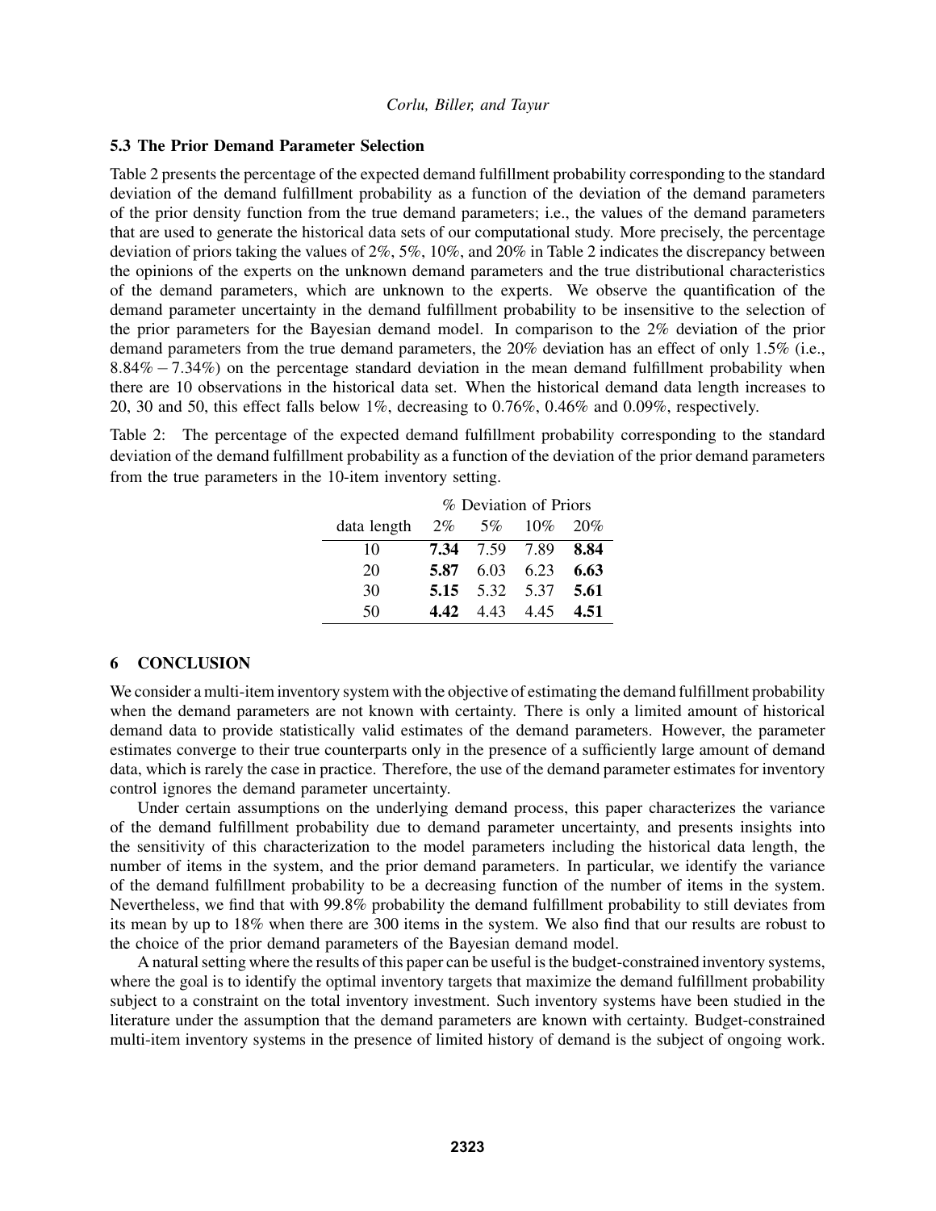### 5.3 The Prior Demand Parameter Selection

Table 2 presents the percentage of the expected demand fulfillment probability corresponding to the standard deviation of the demand fulfillment probability as a function of the deviation of the demand parameters of the prior density function from the true demand parameters; i.e., the values of the demand parameters that are used to generate the historical data sets of our computational study. More precisely, the percentage deviation of priors taking the values of 2%, 5%, 10%, and 20% in Table 2 indicates the discrepancy between the opinions of the experts on the unknown demand parameters and the true distributional characteristics of the demand parameters, which are unknown to the experts. We observe the quantification of the demand parameter uncertainty in the demand fulfillment probability to be insensitive to the selection of the prior parameters for the Bayesian demand model. In comparison to the 2% deviation of the prior demand parameters from the true demand parameters, the 20% deviation has an effect of only 1.5% (i.e., $8.84\% - 7.34\%$) on the percentage standard deviation in the mean demand fulfillment probability when there are 10 observations in the historical data set. When the historical demand data length increases to 20, 30 and 50, this effect falls below 1%, decreasing to 0.76%, 0.46% and 0.09%, respectively.

Table 2: The percentage of the expected demand fulfillment probability corresponding to the standard deviation of the demand fulfillment probability as a function of the deviation of the prior demand parameters from the true parameters in the 10-item inventory setting.

| | % Deviation of Priors | | | |
|---|---|---|---|---|
| data length | 2% | 5% | 10% | 20% |
| 10 | **7.34** | 7.59 | 7.89 | **8.84** |
| 20 | **5.87** | 6.03 | 6.23 | **6.63** |
| 30 | **5.15** | 5.32 | 5.37 | **5.61** |
| 50 | **4.42** | 4.43 | 4.45 | **4.51** |

## 6 CONCLUSION

We consider a multi-item inventory system with the objective of estimating the demand fulfillment probability when the demand parameters are not known with certainty. There is only a limited amount of historical demand data to provide statistically valid estimates of the demand parameters. However, the parameter estimates converge to their true counterparts only in the presence of a sufficiently large amount of demand data, which is rarely the case in practice. Therefore, the use of the demand parameter estimates for inventory control ignores the demand parameter uncertainty.

Under certain assumptions on the underlying demand process, this paper characterizes the variance of the demand fulfillment probability due to demand parameter uncertainty, and presents insights into the sensitivity of this characterization to the model parameters including the historical data length, the number of items in the system, and the prior demand parameters. In particular, we identify the variance of the demand fulfillment probability to be a decreasing function of the number of items in the system. Nevertheless, we find that with 99.8% probability the demand fulfillment probability to still deviates from its mean by up to 18% when there are 300 items in the system. We also find that our results are robust to the choice of the prior demand parameters of the Bayesian demand model.

A natural setting where the results of this paper can be useful is the budget-constrained inventory systems, where the goal is to identify the optimal inventory targets that maximize the demand fulfillment probability subject to a constraint on the total inventory investment. Such inventory systems have been studied in the literature under the assumption that the demand parameters are known with certainty. Budget-constrained multi-item inventory systems in the presence of limited history of demand is the subject of ongoing work.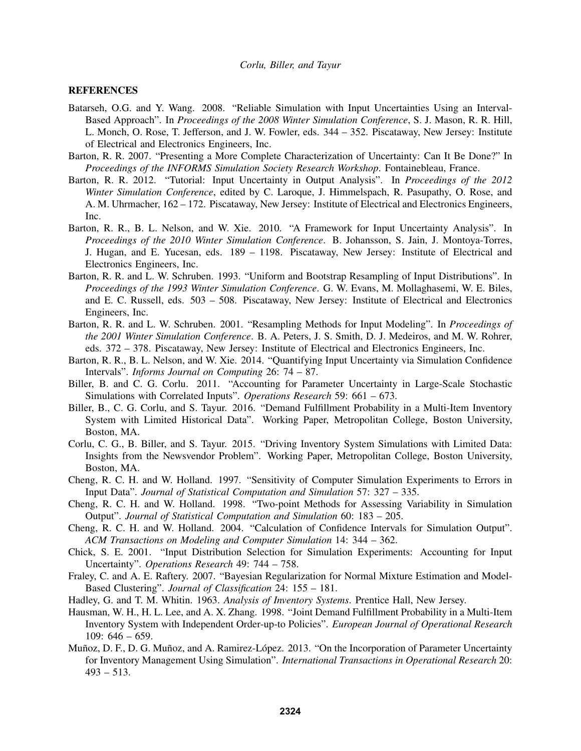## REFERENCES

Batarseh, O.G. and Y. Wang. 2008. "Reliable Simulation with Input Uncertainties Using an Interval-Based Approach". In *Proceedings of the 2008 Winter Simulation Conference*, S. J. Mason, R. R. Hill, L. Monch, O. Rose, T. Jefferson, and J. W. Fowler, eds. 344 – 352. Piscataway, New Jersey: Institute of Electrical and Electronics Engineers, Inc.

Barton, R. R. 2007. "Presenting a More Complete Characterization of Uncertainty: Can It Be Done?" In *Proceedings of the INFORMS Simulation Society Research Workshop*. Fontainebleau, France.

Barton, R. R. 2012. "Tutorial: Input Uncertainty in Output Analysis". In *Proceedings of the 2012 Winter Simulation Conference*, edited by C. Laroque, J. Himmelspach, R. Pasupathy, O. Rose, and A. M. Uhrmacher, 162 – 172. Piscataway, New Jersey: Institute of Electrical and Electronics Engineers, Inc.

Barton, R. R., B. L. Nelson, and W. Xie. 2010. "A Framework for Input Uncertainty Analysis". In *Proceedings of the 2010 Winter Simulation Conference*. B. Johansson, S. Jain, J. Montoya-Torres, J. Hugan, and E. Yucesan, eds. 189 – 1198. Piscataway, New Jersey: Institute of Electrical and Electronics Engineers, Inc.

Barton, R. R. and L. W. Schruben. 1993. "Uniform and Bootstrap Resampling of Input Distributions". In *Proceedings of the 1993 Winter Simulation Conference*. G. W. Evans, M. Mollaghasemi, W. E. Biles, and E. C. Russell, eds. 503 – 508. Piscataway, New Jersey: Institute of Electrical and Electronics Engineers, Inc.

Barton, R. R. and L. W. Schruben. 2001. "Resampling Methods for Input Modeling". In *Proceedings of the 2001 Winter Simulation Conference*. B. A. Peters, J. S. Smith, D. J. Medeiros, and M. W. Rohrer, eds. 372 – 378. Piscataway, New Jersey: Institute of Electrical and Electronics Engineers, Inc.

Barton, R. R., B. L. Nelson, and W. Xie. 2014. "Quantifying Input Uncertainty via Simulation Confidence Intervals". *Informs Journal on Computing* 26: 74 – 87.

Biller, B. and C. G. Corlu. 2011. "Accounting for Parameter Uncertainty in Large-Scale Stochastic Simulations with Correlated Inputs". *Operations Research* 59: 661 – 673.

Biller, B., C. G. Corlu, and S. Tayur. 2016. "Demand Fulfillment Probability in a Multi-Item Inventory System with Limited Historical Data". Working Paper, Metropolitan College, Boston University, Boston, MA.

Corlu, C. G., B. Biller, and S. Tayur. 2015. "Driving Inventory System Simulations with Limited Data: Insights from the Newsvendor Problem". Working Paper, Metropolitan College, Boston University, Boston, MA.

Cheng, R. C. H. and W. Holland. 1997. "Sensitivity of Computer Simulation Experiments to Errors in Input Data". *Journal of Statistical Computation and Simulation* 57: 327 – 335.

Cheng, R. C. H. and W. Holland. 1998. "Two-point Methods for Assessing Variability in Simulation Output". *Journal of Statistical Computation and Simulation* 60: 183 – 205.

Cheng, R. C. H. and W. Holland. 2004. "Calculation of Confidence Intervals for Simulation Output". *ACM Transactions on Modeling and Computer Simulation* 14: 344 – 362.

Chick, S. E. 2001. "Input Distribution Selection for Simulation Experiments: Accounting for Input Uncertainty". *Operations Research* 49: 744 – 758.

Fraley, C. and A. E. Raftery. 2007. "Bayesian Regularization for Normal Mixture Estimation and Model-Based Clustering". *Journal of Classification* 24: 155 – 181.

Hadley, G. and T. M. Whitin. 1963. *Analysis of Inventory Systems*. Prentice Hall, New Jersey.

Hausman, W. H., H. L. Lee, and A. X. Zhang. 1998. "Joint Demand Fulfillment Probability in a Multi-Item Inventory System with Independent Order-up-to Policies". *European Journal of Operational Research* 109: 646 – 659.

Muñoz, D. F., D. G. Muñoz, and A. Ramirez-López. 2013. "On the Incorporation of Parameter Uncertainty for Inventory Management Using Simulation". *International Transactions in Operational Research* 20: 493 – 513.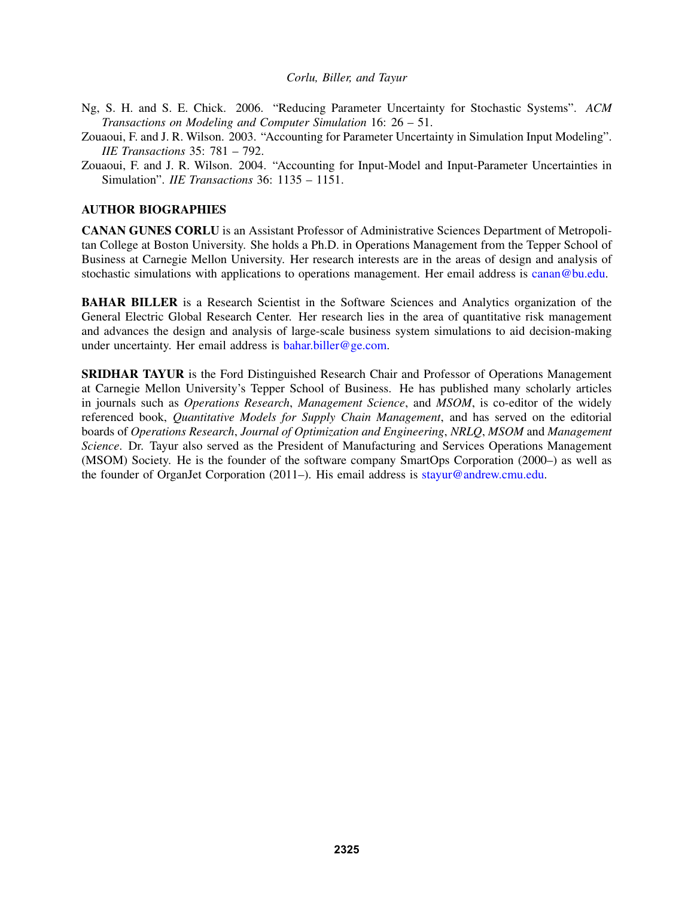Ng, S. H. and S. E. Chick. 2006. "Reducing Parameter Uncertainty for Stochastic Systems". *ACM Transactions on Modeling and Computer Simulation* 16: 26 – 51.

Zouaoui, F. and J. R. Wilson. 2003. "Accounting for Parameter Uncertainty in Simulation Input Modeling". *IIE Transactions* 35: 781 – 792.

Zouaoui, F. and J. R. Wilson. 2004. "Accounting for Input-Model and Input-Parameter Uncertainties in Simulation". *IIE Transactions* 36: 1135 – 1151.

## AUTHOR BIOGRAPHIES

**CANAN GUNES CORLU** is an Assistant Professor of Administrative Sciences Department of Metropolitan College at Boston University. She holds a Ph.D. in Operations Management from the Tepper School of Business at Carnegie Mellon University. Her research interests are in the areas of design and analysis of stochastic simulations with applications to operations management. Her email address is canan@bu.edu.

**BAHAR BILLER** is a Research Scientist in the Software Sciences and Analytics organization of the General Electric Global Research Center. Her research lies in the area of quantitative risk management and advances the design and analysis of large-scale business system simulations to aid decision-making under uncertainty. Her email address is bahar.biller@ge.com.

**SRIDHAR TAYUR** is the Ford Distinguished Research Chair and Professor of Operations Management at Carnegie Mellon University's Tepper School of Business. He has published many scholarly articles in journals such as *Operations Research*, *Management Science*, and *MSOM*, is co-editor of the widely referenced book, *Quantitative Models for Supply Chain Management*, and has served on the editorial boards of *Operations Research*, *Journal of Optimization and Engineering*, *NRLQ*, *MSOM* and *Management Science*. Dr. Tayur also served as the President of Manufacturing and Services Operations Management (MSOM) Society. He is the founder of the software company SmartOps Corporation (2000–) as well as the founder of OrganJet Corporation (2011–). His email address is stayur@andrew.cmu.edu.